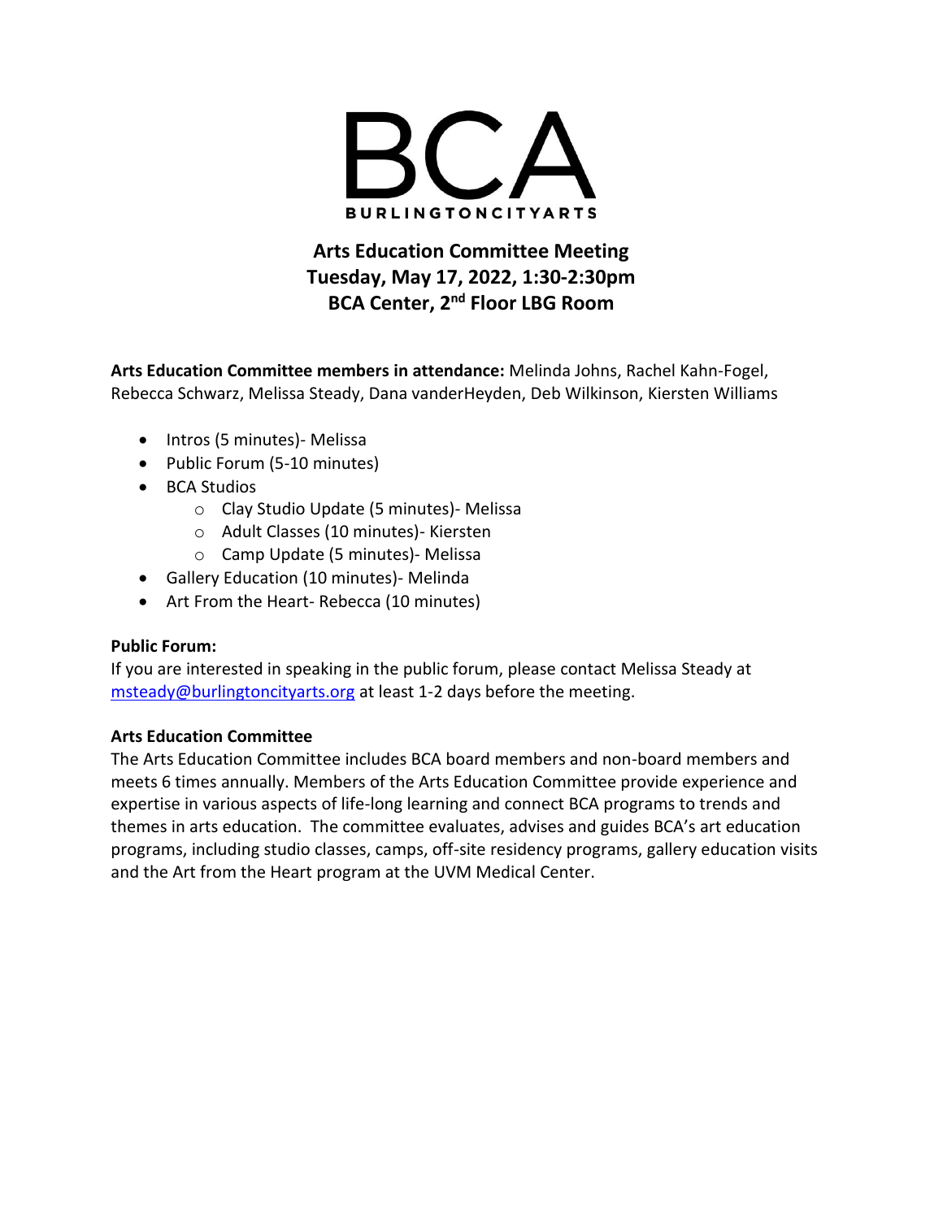BCA

BURLINGTONCITYARTS

## Arts Education Committee Meeting
## Tuesday, May 17, 2022, 1:30-2:30pm
## BCA Center, 2nd Floor LBG Room

**Arts Education Committee members in attendance:** Melinda Johns, Rachel Kahn-Fogel, Rebecca Schwarz, Melissa Steady, Dana vanderHeyden, Deb Wilkinson, Kiersten Williams

- Intros (5 minutes)- Melissa
- Public Forum (5-10 minutes)
- BCA Studios
  - Clay Studio Update (5 minutes)- Melissa
  - Adult Classes (10 minutes)- Kiersten
  - Camp Update (5 minutes)- Melissa
- Gallery Education (10 minutes)- Melinda
- Art From the Heart- Rebecca (10 minutes)

**Public Forum:**

If you are interested in speaking in the public forum, please contact Melissa Steady at msteady@burlingtoncityarts.org at least 1-2 days before the meeting.

**Arts Education Committee**

The Arts Education Committee includes BCA board members and non-board members and meets 6 times annually. Members of the Arts Education Committee provide experience and expertise in various aspects of life-long learning and connect BCA programs to trends and themes in arts education. The committee evaluates, advises and guides BCA's art education programs, including studio classes, camps, off-site residency programs, gallery education visits and the Art from the Heart program at the UVM Medical Center.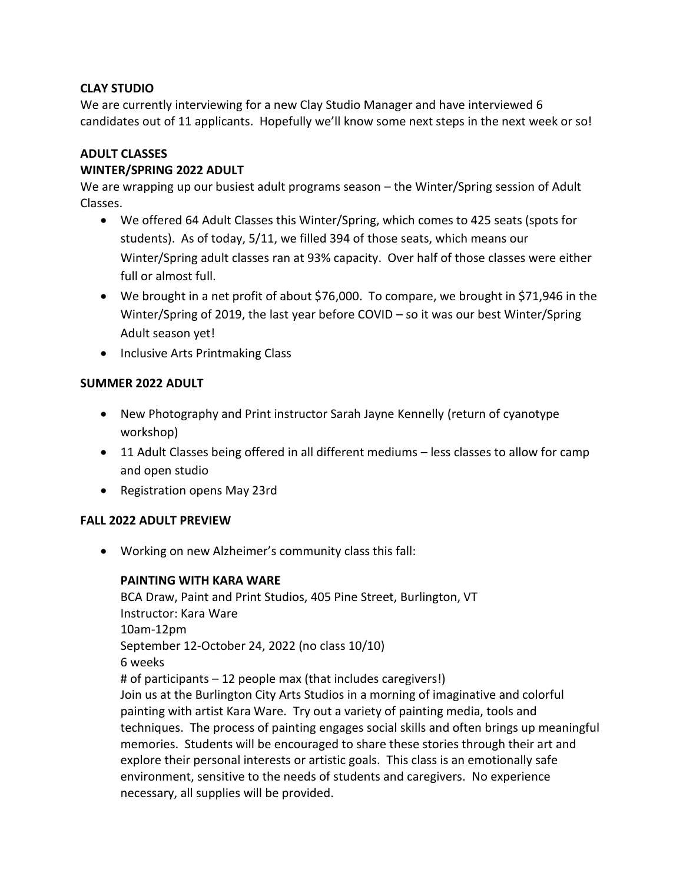**CLAY STUDIO**

We are currently interviewing for a new Clay Studio Manager and have interviewed 6 candidates out of 11 applicants. Hopefully we'll know some next steps in the next week or so!

**ADULT CLASSES**

**WINTER/SPRING 2022 ADULT**

We are wrapping up our busiest adult programs season – the Winter/Spring session of Adult Classes.

- We offered 64 Adult Classes this Winter/Spring, which comes to 425 seats (spots for students). As of today, 5/11, we filled 394 of those seats, which means our Winter/Spring adult classes ran at 93% capacity. Over half of those classes were either full or almost full.
- We brought in a net profit of about $76,000. To compare, we brought in $71,946 in the Winter/Spring of 2019, the last year before COVID – so it was our best Winter/Spring Adult season yet!
- Inclusive Arts Printmaking Class

**SUMMER 2022 ADULT**

- New Photography and Print instructor Sarah Jayne Kennelly (return of cyanotype workshop)
- 11 Adult Classes being offered in all different mediums – less classes to allow for camp and open studio
- Registration opens May 23rd

**FALL 2022 ADULT PREVIEW**

- Working on new Alzheimer's community class this fall:

  **PAINTING WITH KARA WARE**
  BCA Draw, Paint and Print Studios, 405 Pine Street, Burlington, VT
  Instructor: Kara Ware
  10am-12pm
  September 12-October 24, 2022 (no class 10/10)
  6 weeks
  # of participants – 12 people max (that includes caregivers!)
  Join us at the Burlington City Arts Studios in a morning of imaginative and colorful painting with artist Kara Ware. Try out a variety of painting media, tools and techniques. The process of painting engages social skills and often brings up meaningful memories. Students will be encouraged to share these stories through their art and explore their personal interests or artistic goals. This class is an emotionally safe environment, sensitive to the needs of students and caregivers. No experience necessary, all supplies will be provided.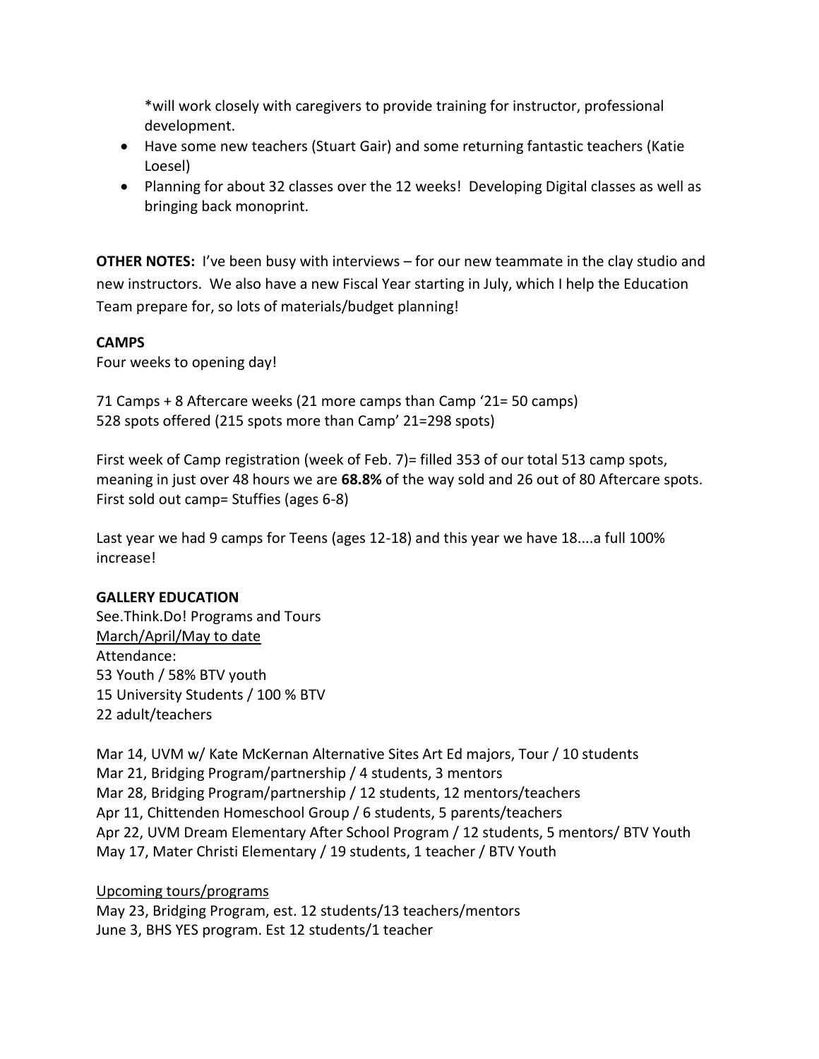*will work closely with caregivers to provide training for instructor, professional development.

- Have some new teachers (Stuart Gair) and some returning fantastic teachers (Katie Loesel)
- Planning for about 32 classes over the 12 weeks! Developing Digital classes as well as bringing back monoprint.

**OTHER NOTES:** I've been busy with interviews – for our new teammate in the clay studio and new instructors. We also have a new Fiscal Year starting in July, which I help the Education Team prepare for, so lots of materials/budget planning!

**CAMPS**

Four weeks to opening day!

71 Camps + 8 Aftercare weeks (21 more camps than Camp '21= 50 camps)
528 spots offered (215 spots more than Camp' 21=298 spots)

First week of Camp registration (week of Feb. 7)= filled 353 of our total 513 camp spots, meaning in just over 48 hours we are **68.8%** of the way sold and 26 out of 80 Aftercare spots. First sold out camp= Stuffies (ages 6-8)

Last year we had 9 camps for Teens (ages 12-18) and this year we have 18....a full 100% increase!

**GALLERY EDUCATION**

See.Think.Do! Programs and Tours

<u>March/April/May to date</u>

Attendance:
53 Youth / 58% BTV youth
15 University Students / 100 % BTV
22 adult/teachers

Mar 14, UVM w/ Kate McKernan Alternative Sites Art Ed majors, Tour / 10 students
Mar 21, Bridging Program/partnership / 4 students, 3 mentors
Mar 28, Bridging Program/partnership / 12 students, 12 mentors/teachers
Apr 11, Chittenden Homeschool Group / 6 students, 5 parents/teachers
Apr 22, UVM Dream Elementary After School Program / 12 students, 5 mentors/ BTV Youth
May 17, Mater Christi Elementary / 19 students, 1 teacher / BTV Youth

<u>Upcoming tours/programs</u>

May 23, Bridging Program, est. 12 students/13 teachers/mentors
June 3, BHS YES program. Est 12 students/1 teacher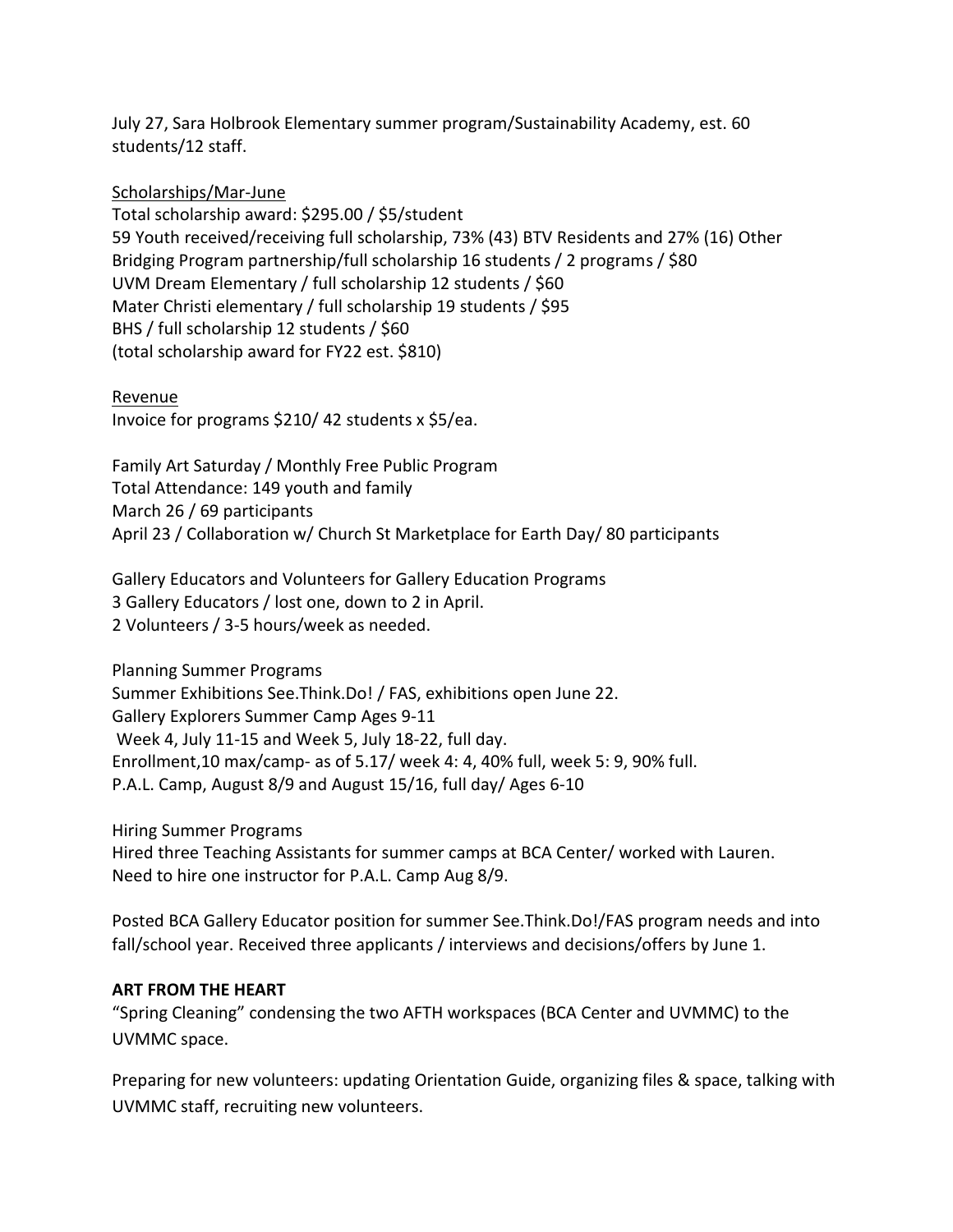July 27, Sara Holbrook Elementary summer program/Sustainability Academy, est. 60 students/12 staff.

<u>Scholarships/Mar-June</u>

Total scholarship award: $295.00 / $5/student
59 Youth received/receiving full scholarship, 73% (43) BTV Residents and 27% (16) Other
Bridging Program partnership/full scholarship 16 students / 2 programs / $80
UVM Dream Elementary / full scholarship 12 students / $60
Mater Christi elementary / full scholarship 19 students / $95
BHS / full scholarship 12 students / $60
(total scholarship award for FY22 est. $810)

<u>Revenue</u>

Invoice for programs $210/ 42 students x $5/ea.

Family Art Saturday / Monthly Free Public Program
Total Attendance: 149 youth and family
March 26 / 69 participants
April 23 / Collaboration w/ Church St Marketplace for Earth Day/ 80 participants

Gallery Educators and Volunteers for Gallery Education Programs
3 Gallery Educators / lost one, down to 2 in April.
2 Volunteers / 3-5 hours/week as needed.

Planning Summer Programs
Summer Exhibitions See.Think.Do! / FAS, exhibitions open June 22.
Gallery Explorers Summer Camp Ages 9-11
Week 4, July 11-15 and Week 5, July 18-22, full day.
Enrollment,10 max/camp- as of 5.17/ week 4: 4, 40% full, week 5: 9, 90% full.
P.A.L. Camp, August 8/9 and August 15/16, full day/ Ages 6-10

Hiring Summer Programs
Hired three Teaching Assistants for summer camps at BCA Center/ worked with Lauren.
Need to hire one instructor for P.A.L. Camp Aug 8/9.

Posted BCA Gallery Educator position for summer See.Think.Do!/FAS program needs and into fall/school year. Received three applicants / interviews and decisions/offers by June 1.

**ART FROM THE HEART**

"Spring Cleaning" condensing the two AFTH workspaces (BCA Center and UVMMC) to the UVMMC space.

Preparing for new volunteers: updating Orientation Guide, organizing files & space, talking with UVMMC staff, recruiting new volunteers.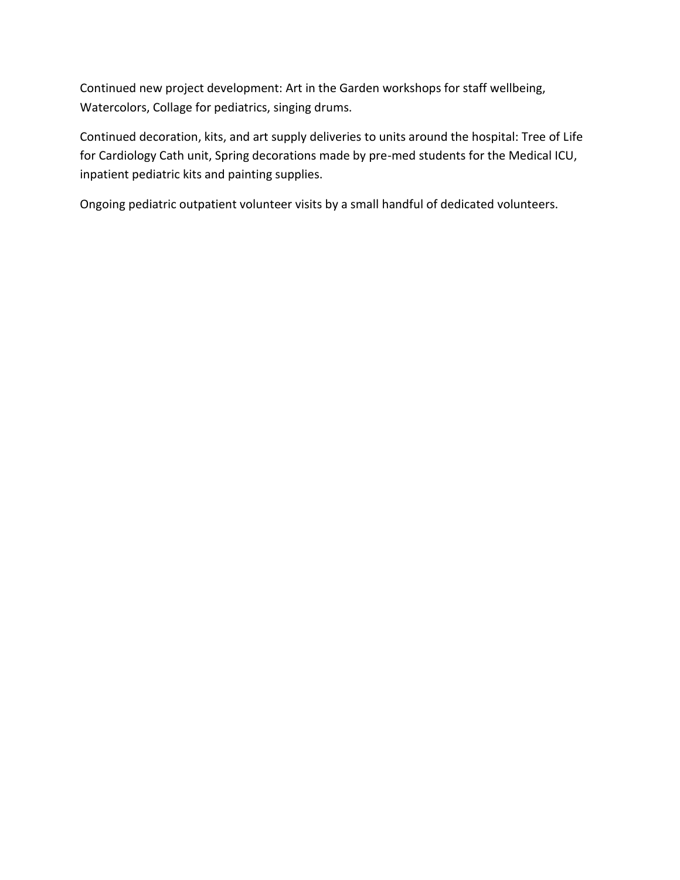Continued new project development: Art in the Garden workshops for staff wellbeing, Watercolors, Collage for pediatrics, singing drums.

Continued decoration, kits, and art supply deliveries to units around the hospital: Tree of Life for Cardiology Cath unit, Spring decorations made by pre-med students for the Medical ICU, inpatient pediatric kits and painting supplies.

Ongoing pediatric outpatient volunteer visits by a small handful of dedicated volunteers.